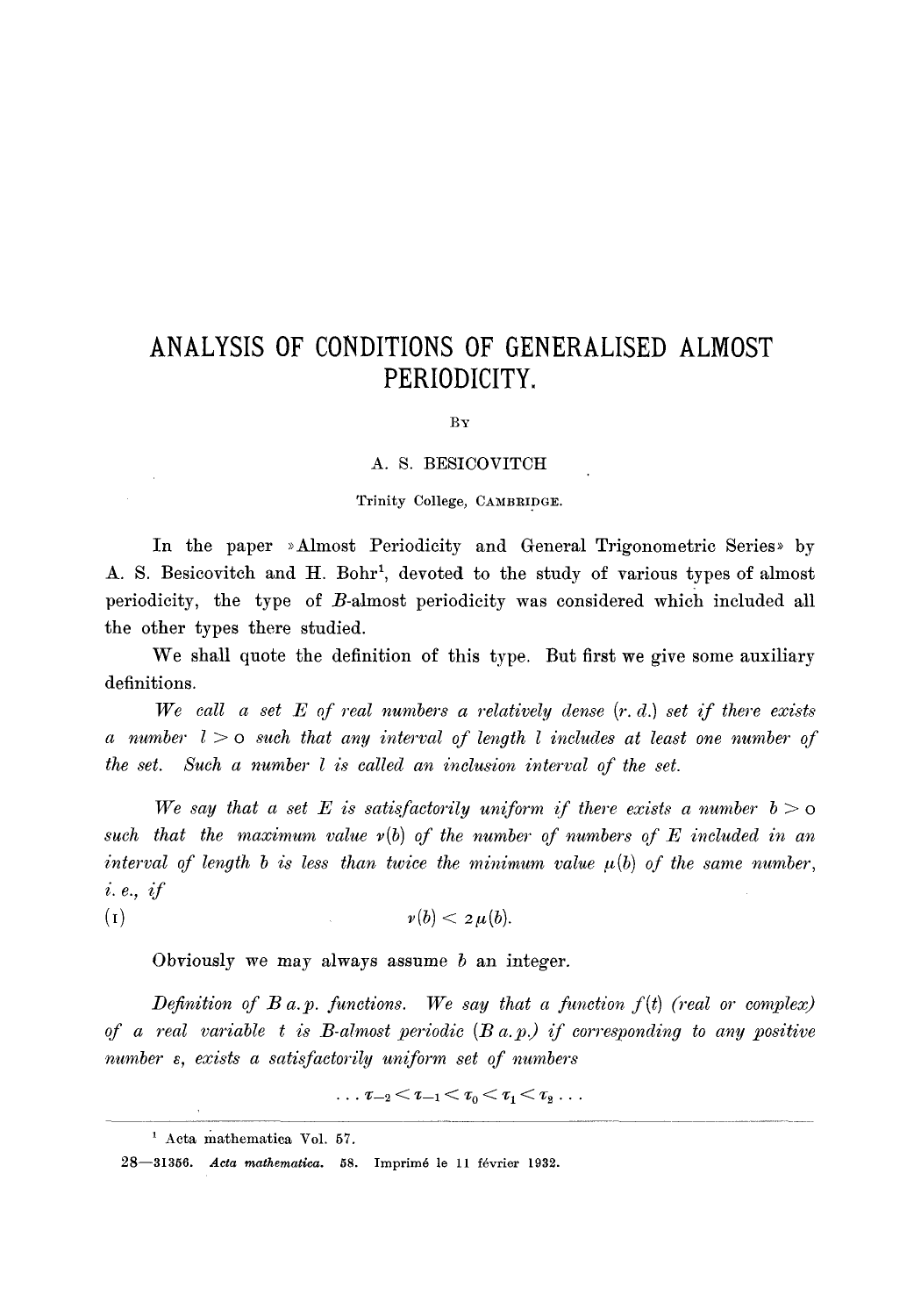# ANALYSIS OF CONDITIONS OF GENERALISED ALMOST PERIODICITY.

BY

A. S. BESICOVITCH

Trinity College, CAMBRIDGE.

In the paper »Almost Periodicity and General Trigonometric Series» by A. S. Besicovitch and H. Bohr[1], devoted to the study of various types of almost periodicity, the type of $B$-almost periodicity was considered which included all the other types there studied.

We shall quote the definition of this type. But first we give some auxiliary definitions.

*We call a set $E$ of real numbers a relatively dense (r. d.) set if there exists a number $l > 0$ such that any interval of length $l$ includes at least one number of the set. Such a number $l$ is called an inclusion interval of the set.*

*We say that a set $E$ is satisfactorily uniform if there exists a number $b > 0$ such that the maximum value $\nu(b)$ of the number of numbers of $E$ included in an interval of length $b$ is less than twice the minimum value $\mu(b)$ of the same number, i. e., if*

$$\nu(b) < 2\mu(b). \tag{1}$$

Obviously we may always assume $b$ an integer.

*Definition of $B$ a.p. functions. We say that a function $f(t)$ (real or complex) of a real variable $t$ is $B$-almost periodic ($B$ a.p.) if corresponding to any positive number $\varepsilon$, exists a satisfactorily uniform set of numbers*

$$\ldots \tau_{-2} < \tau_{-1} < \tau_0 < \tau_1 < \tau_2 \ldots$$

[1] Acta mathematica Vol. 57.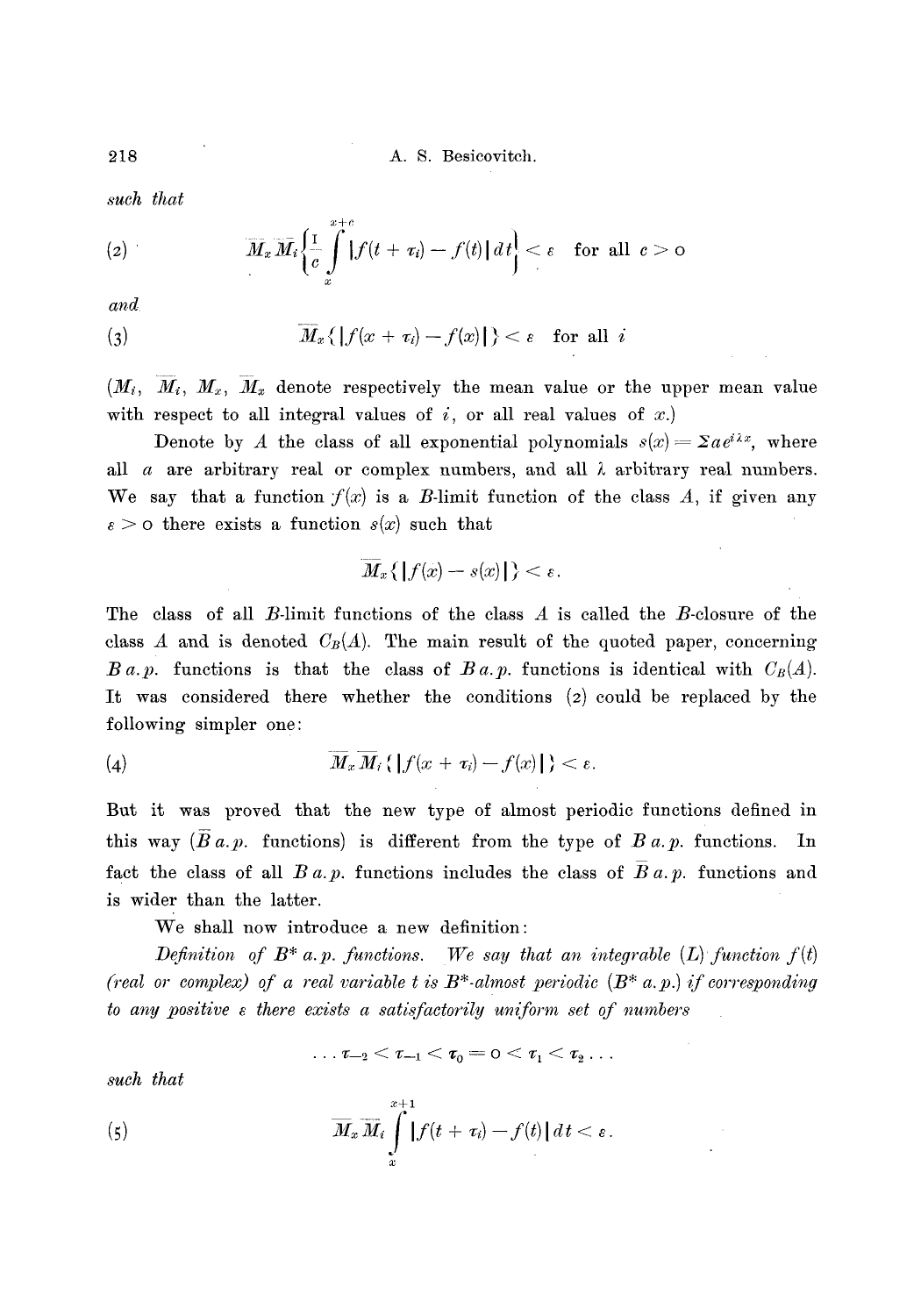*such that*

$$\text{(2)} \qquad \overline{M}_x \overline{M}_i \left\{ \frac{1}{c} \int_x^{x+c} |f(t + \tau_i) - f(t)| \, dt \right\} < \varepsilon \quad \text{for all } c > 0$$

*and*

$$\text{(3)} \qquad \overline{M}_x \{ |f(x + \tau_i) - f(x)| \} < \varepsilon \quad \text{for all } i$$

($M_i$, $\overline{M}_i$, $M_x$, $\overline{M}_x$ denote respectively the mean value or the upper mean value with respect to all integral values of $i$, or all real values of $x$.)

Denote by $A$ the class of all exponential polynomials $s(x) = \Sigma a e^{i\lambda x}$, where all $a$ are arbitrary real or complex numbers, and all $\lambda$ arbitrary real numbers. We say that a function $f(x)$ is a $B$-limit function of the class $A$, if given any $\varepsilon > 0$ there exists a function $s(x)$ such that

$$\overline{M}_x \{ |f(x) - s(x)| \} < \varepsilon.$$

The class of all $B$-limit functions of the class $A$ is called the $B$-closure of the class $A$ and is denoted $C_B(A)$. The main result of the quoted paper, concerning $B$ *a.p.* functions is that the class of $B$ *a.p.* functions is identical with $C_B(A)$. It was considered there whether the conditions (2) could be replaced by the following simpler one:

$$\text{(4)} \qquad \overline{M}_x \overline{M}_i \{ |f(x + \tau_i) - f(x)| \} < \varepsilon.$$

But it was proved that the new type of almost periodic functions defined in this way ($\overline{B}$ *a.p.* functions) is different from the type of $B$ *a.p.* functions. In fact the class of all $B$ *a.p.* functions includes the class of $\overline{B}$ *a.p.* functions and is wider than the latter.

We shall now introduce a new definition:

*Definition of $B^*$ a.p. functions. We say that an integrable (L) function $f(t)$ (real or complex) of a real variable $t$ is $B^*$-almost periodic ($B^*$ a.p.) if corresponding to any positive $\varepsilon$ there exists a satisfactorily uniform set of numbers*

$$\ldots \tau_{-2} < \tau_{-1} < \tau_0 = 0 < \tau_1 < \tau_2 \ldots$$

*such that*

$$\text{(5)} \qquad \overline{M}_x \overline{M}_i \int_x^{x+1} |f(t + \tau_i) - f(t)| \, dt < \varepsilon.$$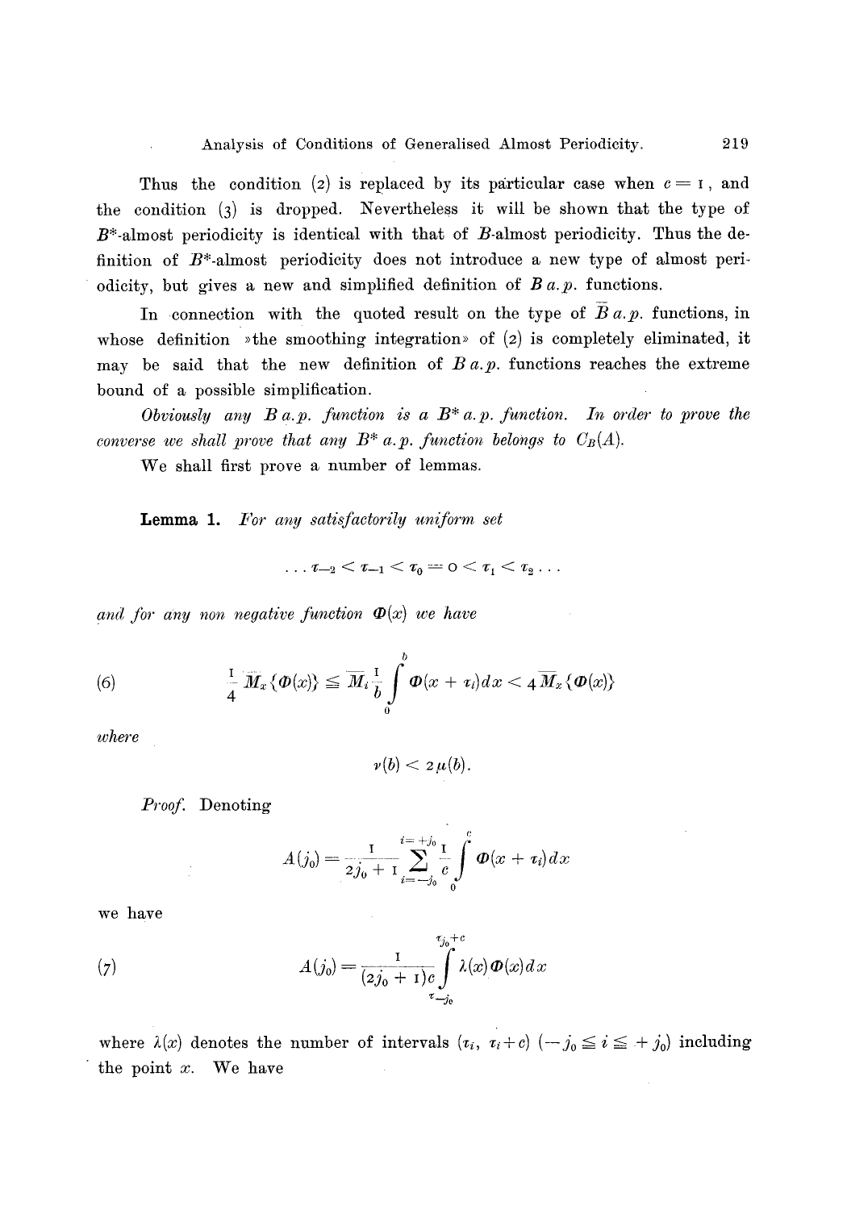Thus the condition (2) is replaced by its particular case when $c = 1$, and the condition (3) is dropped. Nevertheless it will be shown that the type of $B^*$-almost periodicity is identical with that of $B$-almost periodicity. Thus the definition of $B^*$-almost periodicity does not introduce a new type of almost periodicity, but gives a new and simplified definition of $B\ a.p.$ functions.

In connection with the quoted result on the type of $\overline{B}\ a.p.$ functions, in whose definition »the smoothing integration» of (2) is completely eliminated, it may be said that the new definition of $B\ a.p.$ functions reaches the extreme bound of a possible simplification.

*Obviously any $B\ a.p.$ function is a $B^*\ a.p.$ function. In order to prove the converse we shall prove that any $B^*\ a.p.$ function belongs to $C_B(A)$.*

We shall first prove a number of lemmas.

**Lemma 1.** *For any satisfactorily uniform set*

$$\ldots \tau_{-2} < \tau_{-1} < \tau_0 = 0 < \tau_1 < \tau_2 \ldots$$

*and for any non negative function $\Phi(x)$ we have*

$$\frac{1}{4}\overline{M}_x\{\Phi(x)\} \leqq \overline{M}_i \frac{1}{b}\int_0^b \Phi(x + \tau_i)dx < 4\overline{M}_x\{\Phi(x)\} \tag{6}$$

*where*

$$\nu(b) < 2\mu(b).$$

*Proof.* Denoting

$$A(j_0) = \frac{1}{2j_0 + 1}\sum_{i=-j_0}^{i=+j_0} \frac{1}{c}\int_0^c \Phi(x + \tau_i)dx$$

we have

$$A(j_0) = \frac{1}{(2j_0 + 1)c}\int_{\tau_{-j_0}}^{\tau_{j_0}+c} \lambda(x)\Phi(x)dx \tag{7}$$

where $\lambda(x)$ denotes the number of intervals $(\tau_i,\ \tau_i + c)$ $(-j_0 \leqq i \leqq +j_0)$ including the point $x$. We have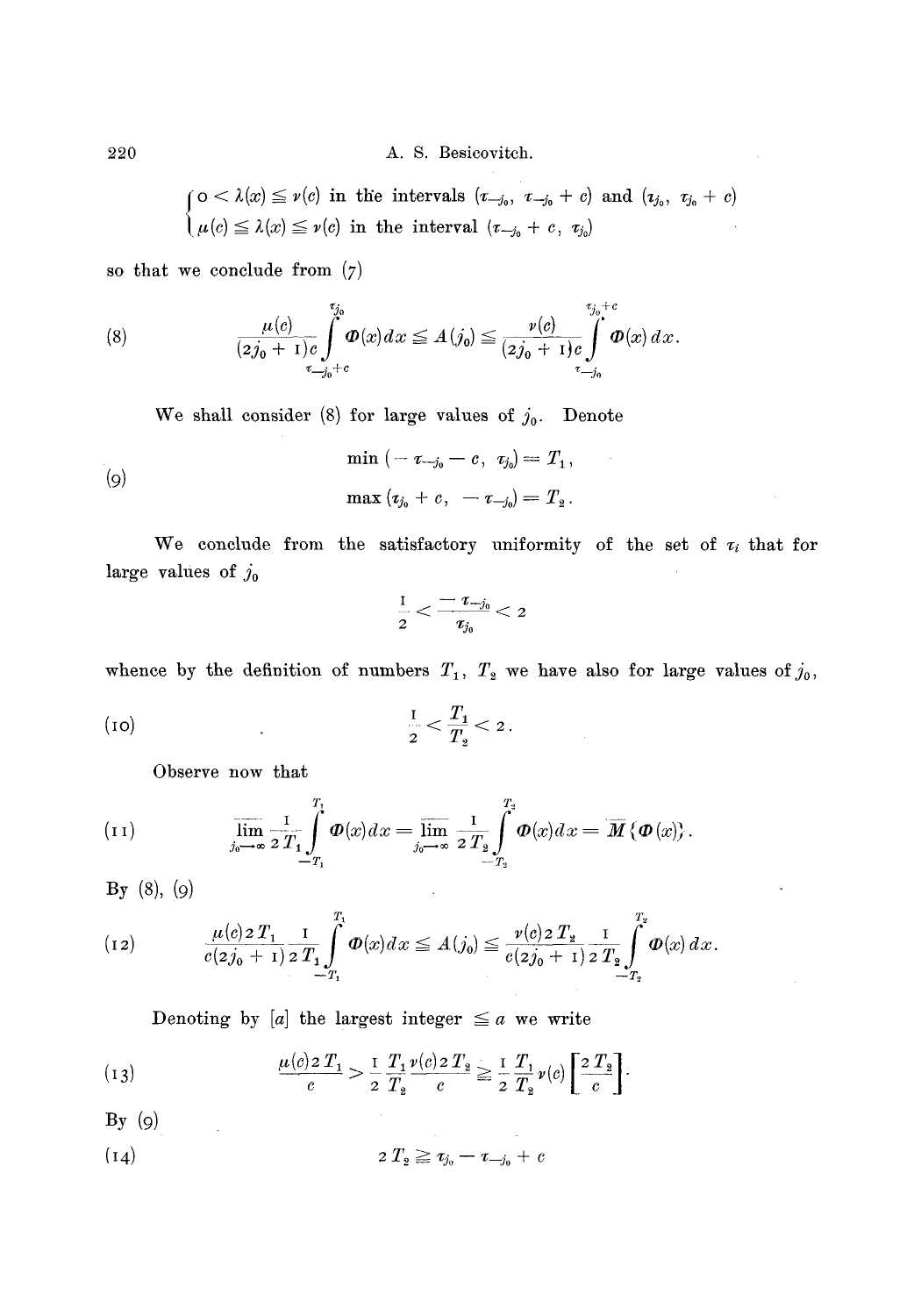$$\begin{cases} 0 < \lambda(x) \leqq \nu(c) \text{ in the intervals } (\tau_{-j_0}, \tau_{-j_0} + c) \text{ and } (\tau_{j_0}, \tau_{j_0} + c) \\ \mu(c) \leqq \lambda(x) \leqq \nu(c) \text{ in the interval } (\tau_{-j_0} + c, \tau_{j_0}) \end{cases}$$

so that we conclude from (7)

$$(8) \qquad \frac{\mu(c)}{(2j_0 + 1)c} \int_{\tau_{-j_0}+c}^{\tau_{j_0}} \Phi(x)\,dx \leqq A(j_0) \leqq \frac{\nu(c)}{(2j_0 + 1)c} \int_{\tau_{-j_0}}^{\tau_{j_0}+c} \Phi(x)\,dx.$$

We shall consider (8) for large values of $j_0$. Denote

$$(9) \qquad \begin{aligned} \min(-\tau_{-j_0} - c,\ \tau_{j_0}) &= T_1, \\ \max(\tau_{j_0} + c,\ -\tau_{-j_0}) &= T_2. \end{aligned}$$

We conclude from the satisfactory uniformity of the set of $\tau_i$ that for large values of $j_0$

$$\frac{1}{2} < \frac{-\tau_{-j_0}}{\tau_{j_0}} < 2$$

whence by the definition of numbers $T_1$, $T_2$ we have also for large values of $j_0$,

$$(10) \qquad \frac{1}{2} < \frac{T_1}{T_2} < 2.$$

Observe now that

$$(11) \qquad \overline{\lim_{j_0 \to \infty}} \frac{1}{2T_1} \int_{-T_1}^{T_1} \Phi(x)\,dx = \overline{\lim_{j_0 \to \infty}} \frac{1}{2T_2} \int_{-T_2}^{T_2} \Phi(x)\,dx = \overline{M}\{\Phi(x)\}.$$

By (8), (9)

$$(12) \qquad \frac{\mu(c)2T_1}{c(2j_0 + 1)} \frac{1}{2T_1} \int_{-T_1}^{T_1} \Phi(x)\,dx \leqq A(j_0) \leqq \frac{\nu(c)2T_2}{c(2j_0 + 1)} \frac{1}{2T_2} \int_{-T_2}^{T_2} \Phi(x)\,dx.$$

Denoting by $[a]$ the largest integer $\leqq a$ we write

$$(13) \qquad \frac{\mu(c)2T_1}{c} > \frac{1}{2} \frac{T_1}{T_2} \frac{\nu(c)2T_2}{c} \geqq \frac{1}{2} \frac{T_1}{T_2} \nu(c) \left[\frac{2T_2}{c}\right].$$

By (9)

$$(14) \qquad 2T_2 \geqq \tau_{j_0} - \tau_{-j_0} + c$$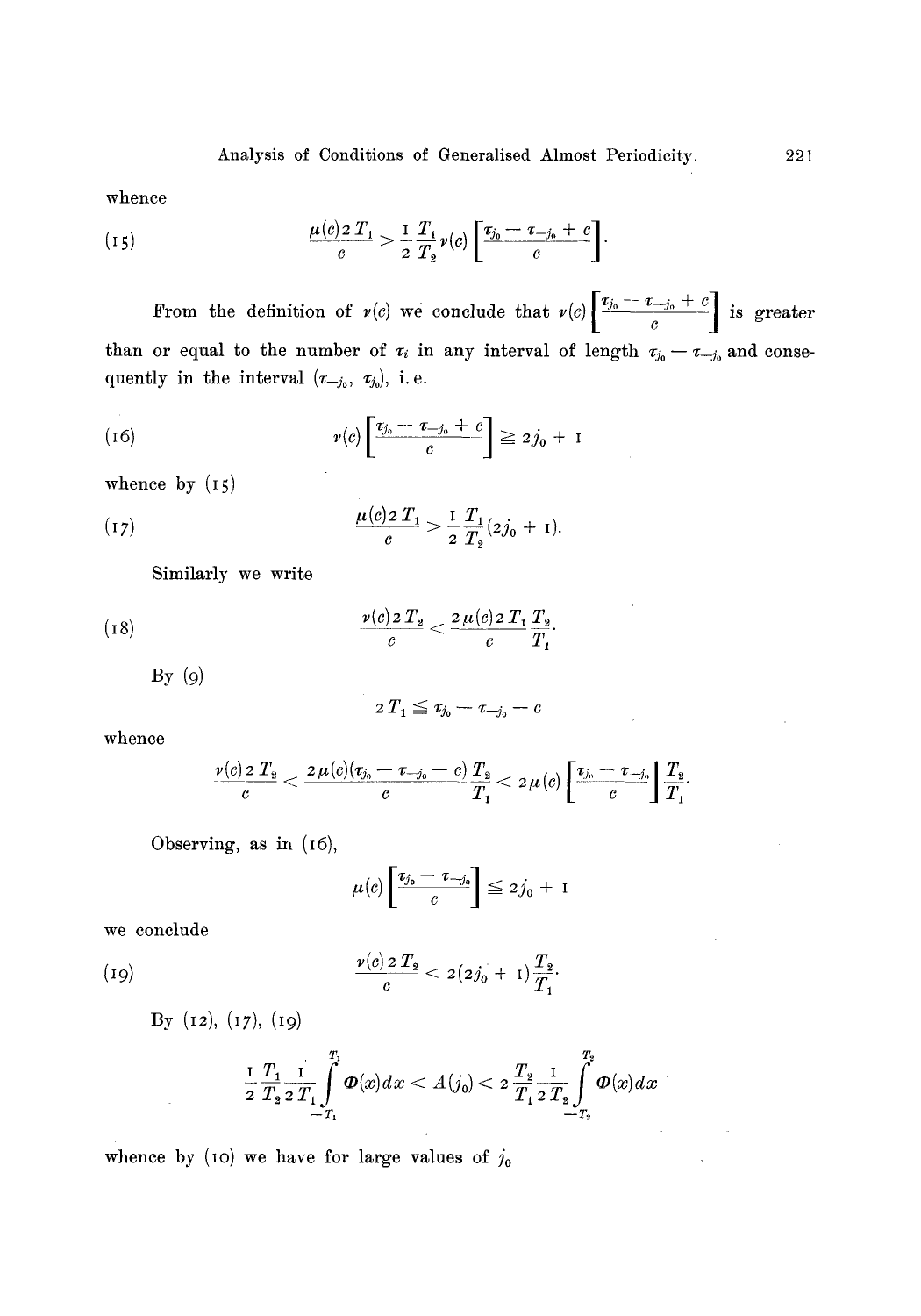whence

$$\frac{\mu(c) 2 T_1}{c} > \frac{1}{2} \frac{T_1}{T_2} \nu(c) \left[\frac{\tau_{j_0} - \tau_{-j_0} + c}{c}\right]. \tag{15}$$

From the definition of $\nu(c)$ we conclude that $\nu(c)\left[\frac{\tau_{j_0} - \tau_{-j_0} + c}{c}\right]$ is greater than or equal to the number of $\tau_i$ in any interval of length $\tau_{j_0} - \tau_{-j_0}$ and consequently in the interval $(\tau_{-j_0}, \tau_{j_0})$, i. e.

$$\nu(c)\left[\frac{\tau_{j_0} - \tau_{-j_0} + c}{c}\right] \geqq 2 j_0 + 1 \tag{16}$$

whence by (15)

$$\frac{\mu(c) 2 T_1}{c} > \frac{1}{2} \frac{T_1}{T_2} (2 j_0 + 1). \tag{17}$$

Similarly we write

$$\frac{\nu(c) 2 T_2}{c} < \frac{2 \mu(c) 2 T_1}{c} \frac{T_2}{T_1}. \tag{18}$$

By (9)

$$2 T_1 \leqq \tau_{j_0} - \tau_{-j_0} - c$$

whence

$$\frac{\nu(c) 2 T_2}{c} < \frac{2 \mu(c) (\tau_{j_0} - \tau_{-j_0} - c)}{c} \frac{T_2}{T_1} < 2 \mu(c) \left[\frac{\tau_{j_0} - \tau_{-j_0}}{c}\right] \frac{T_2}{T_1}.$$

Observing, as in (16),

$$\mu(c)\left[\frac{\tau_{j_0} - \tau_{-j_0}}{c}\right] \leqq 2 j_0 + 1$$

we conclude

$$\frac{\nu(c) 2 T_2}{c} < 2 (2 j_0 + 1) \frac{T_2}{T_1}. \tag{19}$$

By (12), (17), (19)

$$\frac{1}{2} \frac{T_1}{T_2} \frac{1}{2 T_1} \int_{-T_1}^{T_1} \Phi(x) dx < A(j_0) < 2 \frac{T_2}{T_1} \frac{1}{2 T_2} \int_{-T_2}^{T_2} \Phi(x) dx$$

whence by (10) we have for large values of $j_0$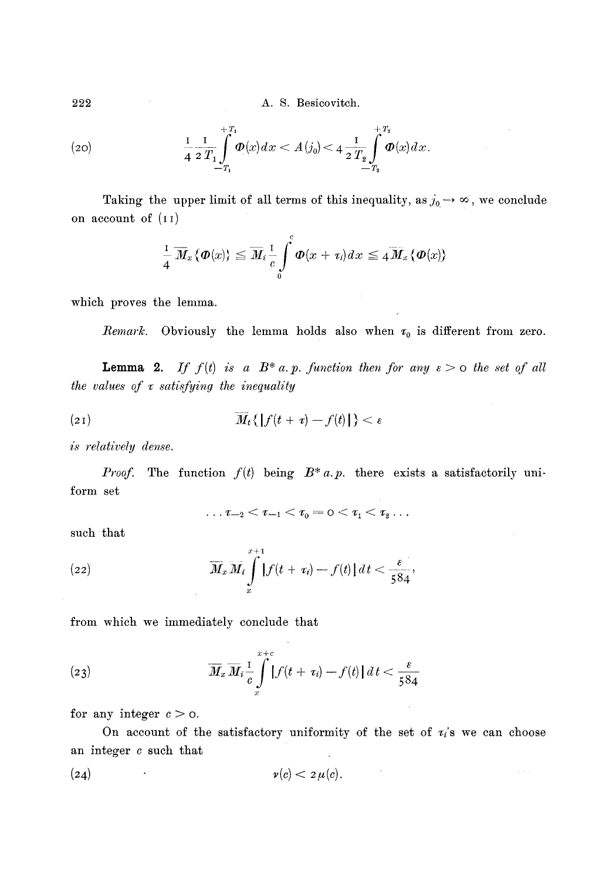$$\frac{1}{4}\frac{1}{2T_1}\int_{-T_1}^{+T_1}\Phi(x)dx < A(j_0) < 4\frac{1}{2T_2}\int_{-T_2}^{+T_2}\Phi(x)dx. \tag{20}$$

Taking the upper limit of all terms of this inequality, as $j_0 \to \infty$, we conclude on account of (11)

$$\frac{1}{4}\overline{M}_x\{\Phi(x)\} \leqq \overline{M}_i\frac{1}{c}\int_0^c \Phi(x+\tau_i)dx \leqq 4\overline{M}_x\{\Phi(x)\}$$

which proves the lemma.

*Remark.* Obviously the lemma holds also when $\tau_0$ is different from zero.

**Lemma 2.** *If $f(t)$ is a $B^*$ a.p. function then for any $\varepsilon > 0$ the set of all the values of $\tau$ satisfying the inequality*

$$\overline{M}_t\{|f(t+\tau) - f(t)|\} < \varepsilon \tag{21}$$

*is relatively dense.*

*Proof.* The function $f(t)$ being $B^*$ a.p. there exists a satisfactorily uniform set

$$\ldots \tau_{-2} < \tau_{-1} < \tau_0 = 0 < \tau_1 < \tau_2 \ldots$$

such that

$$\overline{M}_x\overline{M}_i\int_x^{x+1}|f(t+\tau_i) - f(t)|dt < \frac{\varepsilon}{584}, \tag{22}$$

from which we immediately conclude that

$$\overline{M}_x\overline{M}_i\frac{1}{c}\int_x^{x+c}|f(t+\tau_i) - f(t)|dt < \frac{\varepsilon}{584} \tag{23}$$

for any integer $c > 0$.

On account of the satisfactory uniformity of the set of $\tau_i$'s we can choose an integer $c$ such that

$$\nu(c) < 2\mu(c). \tag{24}$$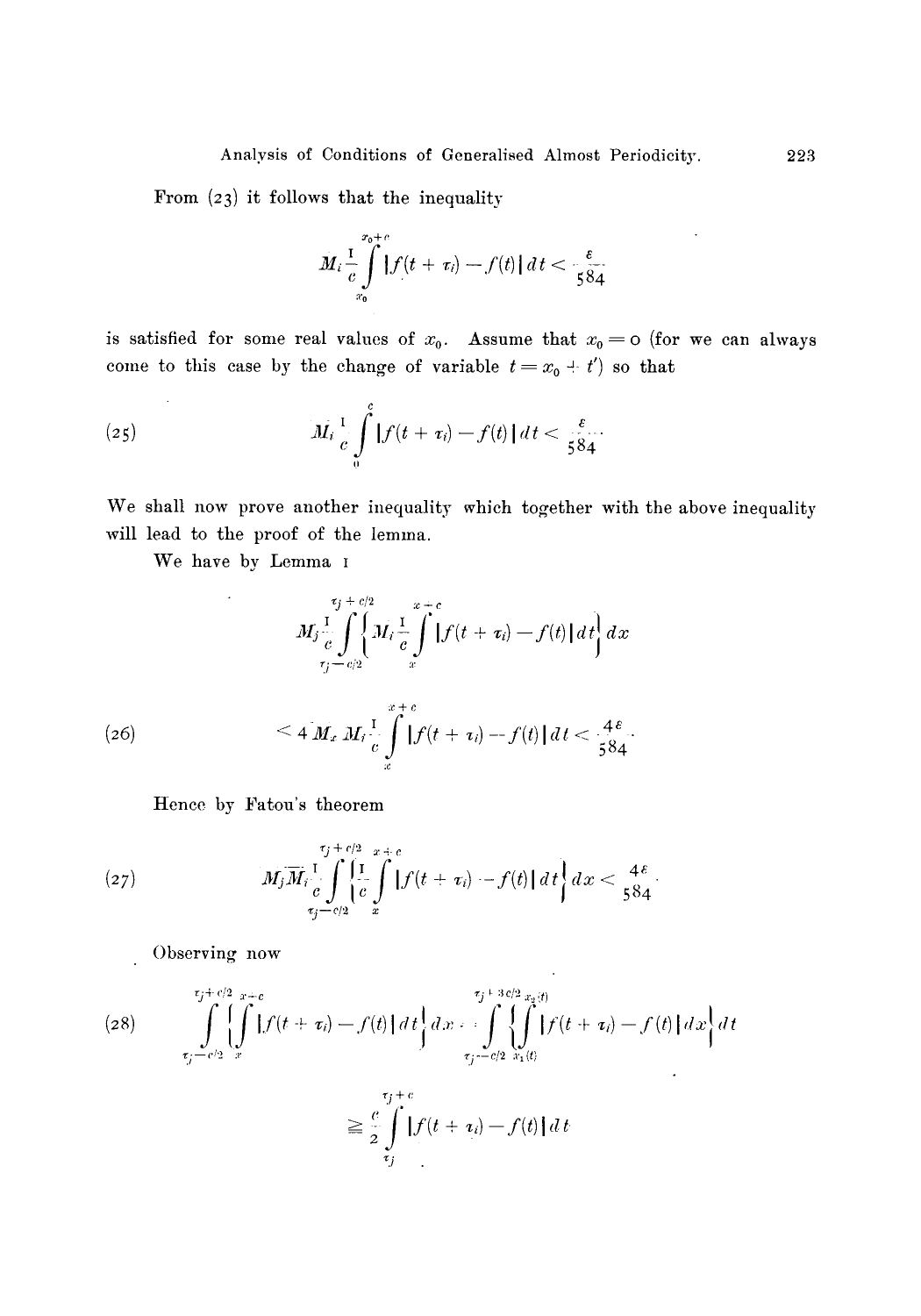From (23) it follows that the inequality

$$M_i \frac{1}{c} \int_{x_0}^{x_0+c} |f(t+\tau_i) - f(t)|\, dt < \frac{\varepsilon}{584}$$

is satisfied for some real values of $x_0$. Assume that $x_0 = 0$ (for we can always come to this case by the change of variable $t = x_0 + t'$) so that

$$(25) \qquad M_i \frac{1}{c} \int_0^c |f(t+\tau_i) - f(t)|\, dt < \frac{\varepsilon}{584}.$$

We shall now prove another inequality which together with the above inequality will lead to the proof of the lemma.

We have by Lemma 1

$$M_j \frac{1}{c} \int_{\tau_j - c/2}^{\tau_j + c/2} \left\{ M_i \frac{1}{c} \int_x^{x+c} |f(t+\tau_i) - f(t)|\, dt \right\} dx$$

$$(26) \qquad < 4\, M_x\, M_i \frac{1}{c} \int_x^{x+c} |f(t+\tau_i) - f(t)|\, dt < \frac{4\varepsilon}{584}.$$

Hence by Fatou's theorem

$$(27) \qquad M_j \overline{M}_i \frac{1}{c} \int_{\tau_j - c/2}^{\tau_j + c/2} \left\{ \frac{1}{c} \int_x^{x+c} |f(t+\tau_i) - f(t)|\, dt \right\} dx < \frac{4\varepsilon}{584}.$$

Observing now

$$(28) \qquad \int_{\tau_j - c/2}^{\tau_j + c/2} \left\{ \int_x^{x+c} |f(t+\tau_i) - f(t)|\, dt \right\} dx = \int_{\tau_j - c/2}^{\tau_j + 3c/2} \left\{ \int_{x_1(t)}^{x_2(t)} |f(t+\tau_i) - f(t)|\, dx \right\} dt$$

$$\geqq \frac{c}{2} \int_{\tau_j}^{\tau_j + c} |f(t+\tau_i) - f(t)|\, dt$$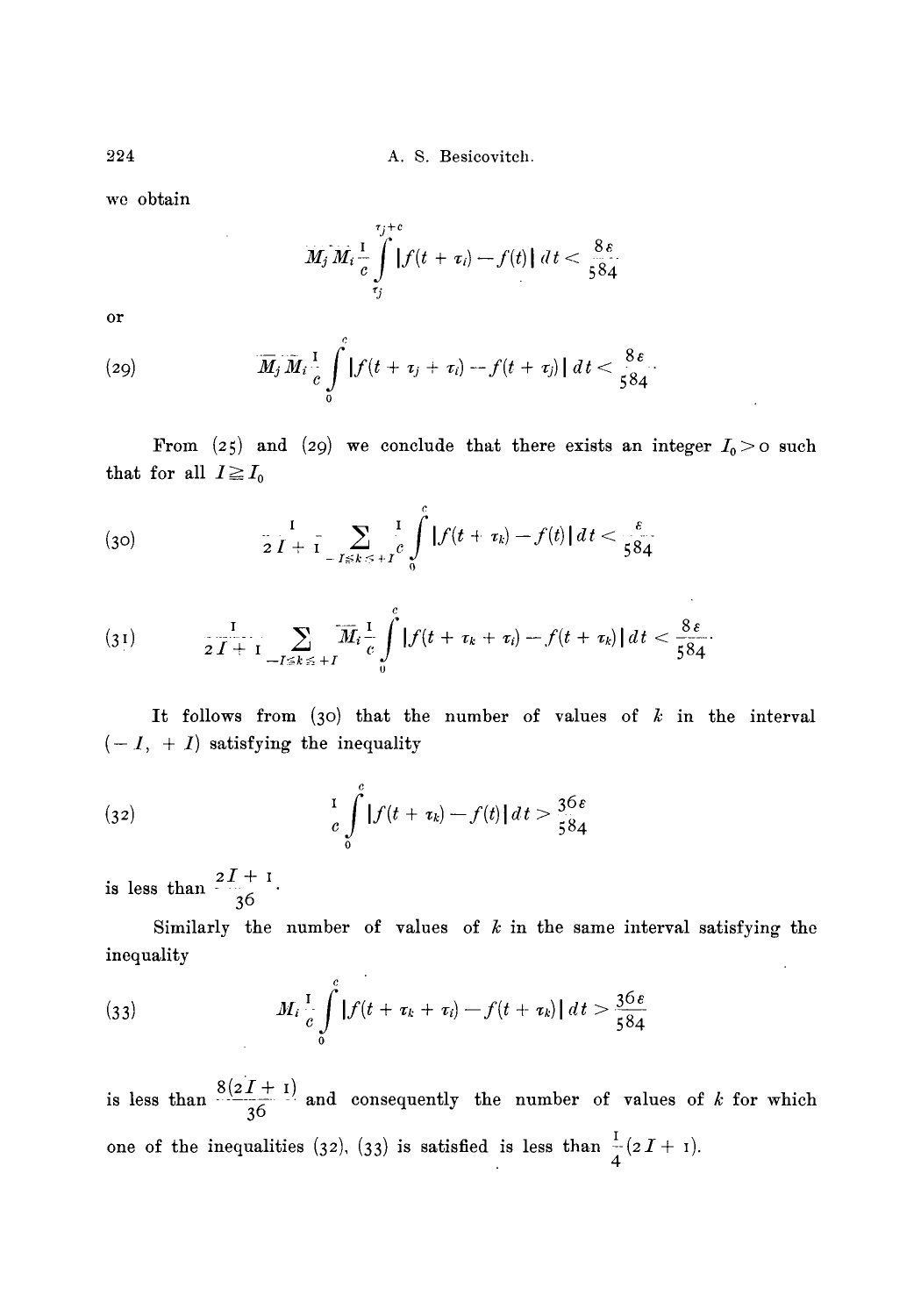we obtain

$$\overline{M}_j \overline{M}_i \frac{1}{c} \int_{\tau_j}^{\tau_j+c} |f(t+\tau_i) - f(t)| \, dt < \frac{8\varepsilon}{584}$$

or

$$\overline{M}_j \overline{M}_i \frac{1}{c} \int_0^c |f(t+\tau_j+\tau_i) - f(t+\tau_j)| \, dt < \frac{8\varepsilon}{584}. \tag{29}$$

From (25) and (29) we conclude that there exists an integer $I_0 > 0$ such that for all $I \geqq I_0$

$$\frac{1}{2I+1} \sum_{-I \leqq k \leqq +I} \frac{1}{c} \int_0^c |f(t+\tau_k) - f(t)| \, dt < \frac{\varepsilon}{584} \tag{30}$$

$$\frac{1}{2I+1} \sum_{-I \leqq k \leqq +I} \overline{M}_i \frac{1}{c} \int_0^c |f(t+\tau_k+\tau_i) - f(t+\tau_k)| \, dt < \frac{8\varepsilon}{584}. \tag{31}$$

It follows from (30) that the number of values of $k$ in the interval $(-I, +I)$ satisfying the inequality

$$\frac{1}{c} \int_0^c |f(t+\tau_k) - f(t)| \, dt > \frac{36\varepsilon}{584} \tag{32}$$

is less than $\frac{2I+1}{36}$.

Similarly the number of values of $k$ in the same interval satisfying the inequality

$$\overline{M}_i \frac{1}{c} \int_0^c |f(t+\tau_k+\tau_i) - f(t+\tau_k)| \, dt > \frac{36\varepsilon}{584} \tag{33}$$

is less than $\frac{8(2I+1)}{36}$ and consequently the number of values of $k$ for which one of the inequalities (32), (33) is satisfied is less than $\frac{1}{4}(2I+1)$.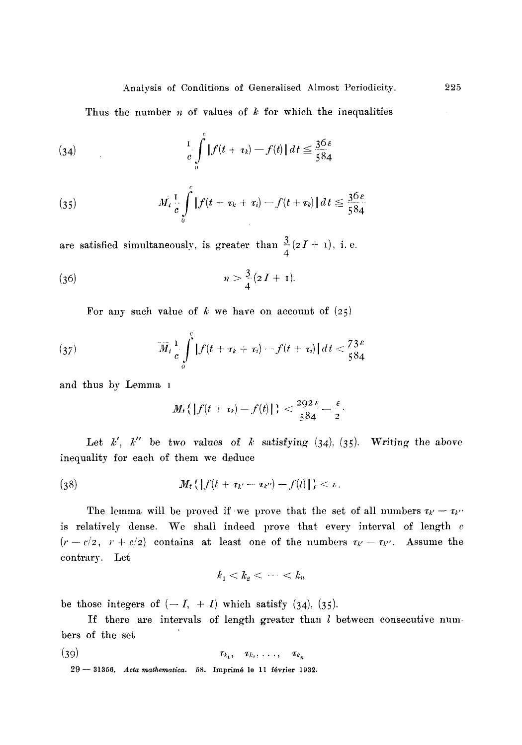Thus the number $n$ of values of $k$ for which the inequalities

$$\frac{1}{c}\int_0^c |f(t+\tau_k) - f(t)|\,dt \leqq \frac{36\varepsilon}{584} \tag{34}$$

$$\overline{M}_i \frac{1}{c}\int_0^c |f(t+\tau_k+\tau_i) - f(t+\tau_k)|\,dt \leqq \frac{36\varepsilon}{584} \tag{35}$$

are satisfied simultaneously, is greater than $\frac{3}{4}(2I+1)$, i. e.

$$n > \frac{3}{4}(2I+1). \tag{36}$$

For any such value of $k$ we have on account of (25)

$$\overline{M}_i \frac{1}{c}\int_0^c |f(t+\tau_k+\tau_i) - f(t+\tau_i)|\,dt < \frac{73\varepsilon}{584} \tag{37}$$

and thus by Lemma 1

$$M_t\{|f(t+\tau_k) - f(t)|\} < \frac{292\varepsilon}{584} = \frac{\varepsilon}{2}.$$

Let $k'$, $k''$ be two values of $k$ satisfying (34), (35). Writing the above inequality for each of them we deduce

$$M_t\{|f(t+\tau_{k'} - \tau_{k''}) - f(t)|\} < \varepsilon. \tag{38}$$

The lemma will be proved if we prove that the set of all numbers $\tau_{k'} - \tau_{k''}$ is relatively dense. We shall indeed prove that every interval of length $c$ $(r - c/2,\ r + c/2)$ contains at least one of the numbers $\tau_{k'} - \tau_{k''}$. Assume the contrary. Let

$$k_1 < k_2 < \cdots < k_n$$

be those integers of $(-I,\ +I)$ which satisfy (34), (35).

If there are intervals of length greater than $l$ between consecutive numbers of the set

$$\tau_{k_1},\quad \tau_{k_2},\ \ldots,\quad \tau_{k_n} \tag{39}$$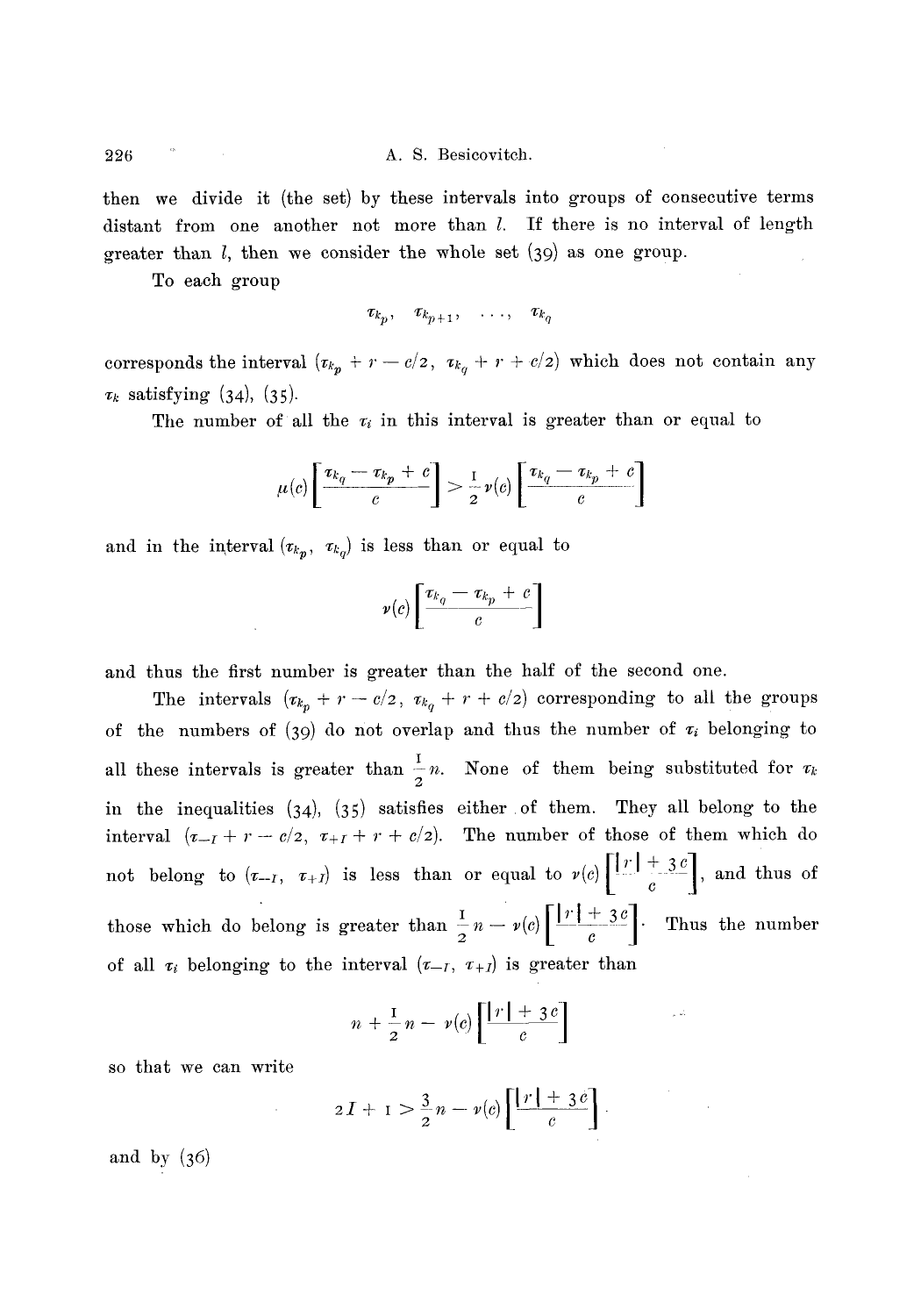then we divide it (the set) by these intervals into groups of consecutive terms distant from one another not more than $l$. If there is no interval of length greater than $l$, then we consider the whole set (39) as one group.

To each group

$$\tau_{k_p}, \quad \tau_{k_{p+1}}, \quad \ldots, \quad \tau_{k_q}$$

corresponds the interval $(\tau_{k_p} + r - c/2, \ \tau_{k_q} + r + c/2)$ which does not contain any $\tau_k$ satisfying (34), (35).

The number of all the $\tau_i$ in this interval is greater than or equal to

$$\mu(c)\left[\frac{\tau_{k_q} - \tau_{k_p} + c}{c}\right] > \frac{1}{2}\nu(c)\left[\frac{\tau_{k_q} - \tau_{k_p} + c}{c}\right]$$

and in the interval $(\tau_{k_p}, \ \tau_{k_q})$ is less than or equal to

$$\nu(c)\left[\frac{\tau_{k_q} - \tau_{k_p} + c}{c}\right]$$

and thus the first number is greater than the half of the second one.

The intervals $(\tau_{k_p} + r - c/2, \ \tau_{k_q} + r + c/2)$ corresponding to all the groups of the numbers of (39) do not overlap and thus the number of $\tau_i$ belonging to all these intervals is greater than $\frac{1}{2}n$. None of them being substituted for $\tau_k$ in the inequalities (34), (35) satisfies either of them. They all belong to the interval $(\tau_{-I} + r - c/2, \ \tau_{+I} + r + c/2)$. The number of those of them which do not belong to $(\tau_{-I}, \ \tau_{+I})$ is less than or equal to $\nu(c)\left[\frac{|r| + 3c}{c}\right]$, and thus of those which do belong is greater than $\frac{1}{2}n - \nu(c)\left[\frac{|r| + 3c}{c}\right]$. Thus the number of all $\tau_i$ belonging to the interval $(\tau_{-I}, \ \tau_{+I})$ is greater than

$$n + \frac{1}{2}n - \nu(c)\left[\frac{|r| + 3c}{c}\right]$$

so that we can write

$$2I + 1 > \frac{3}{2}n - \nu(c)\left[\frac{|r| + 3c}{c}\right].$$

and by (36)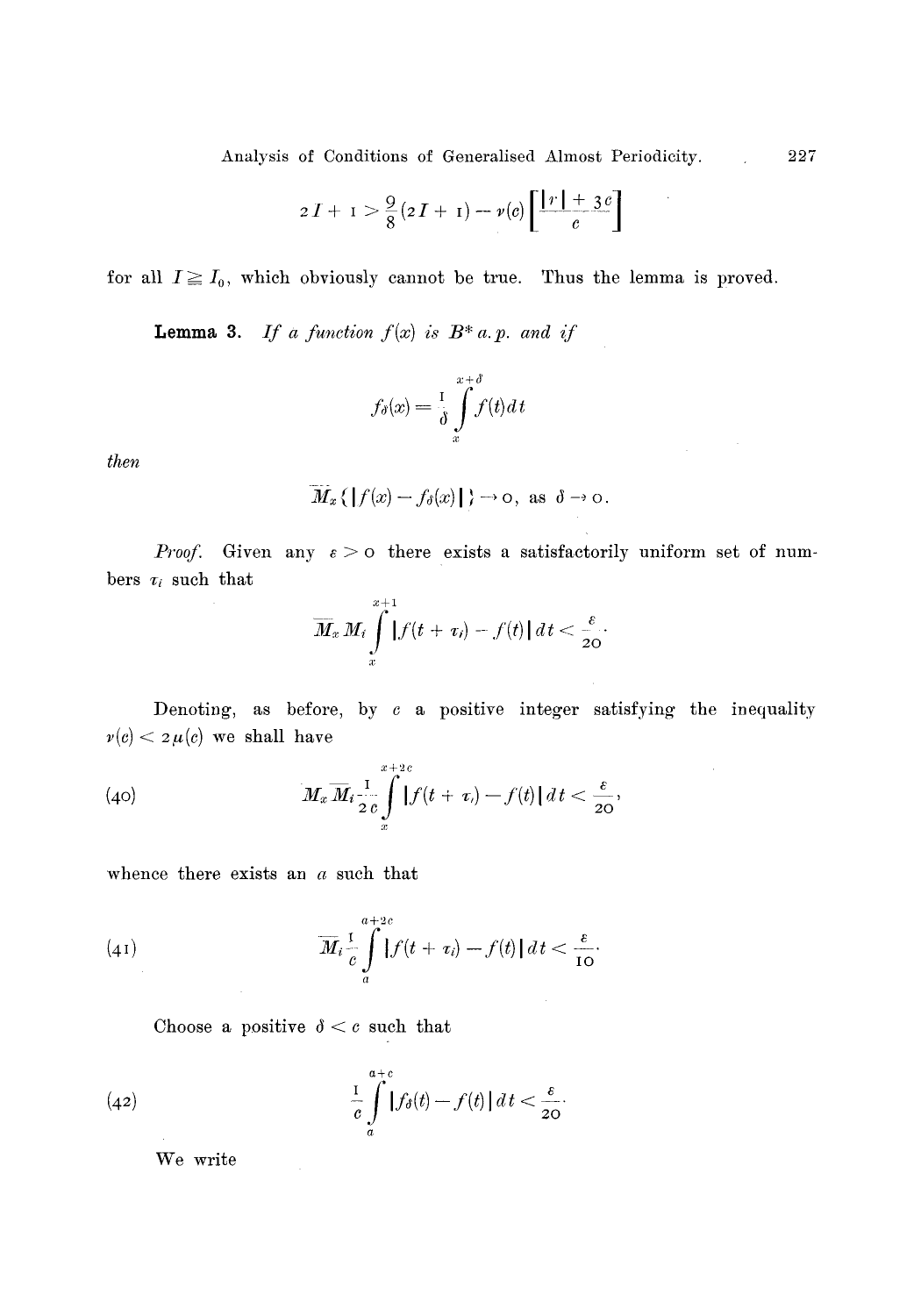$$2I + 1 > \frac{9}{8}(2I + 1) - \nu(c)\left[\frac{|r| + 3c}{c}\right]$$

for all $I \geqq I_0$, which obviously cannot be true. Thus the lemma is proved.

**Lemma 3.** *If a function $f(x)$ is $B^*$ a.p. and if*

$$f_\delta(x) = \frac{1}{\delta}\int_x^{x+\delta} f(t)\,dt$$

*then*

$$\overline{M}_x\{|f(x) - f_\delta(x)|\} \to 0, \text{ as } \delta \to 0.$$

*Proof.* Given any $\varepsilon > 0$ there exists a satisfactorily uniform set of numbers $\tau_i$ such that

$$\overline{M}_x M_i \int_x^{x+1} |f(t + \tau_i) - f(t)|\,dt < \frac{\varepsilon}{20}.$$

Denoting, as before, by $c$ a positive integer satisfying the inequality $\nu(c) < 2\mu(c)$ we shall have

$$M_x \overline{M}_i \frac{1}{2c}\int_x^{x+2c} |f(t + \tau_i) - f(t)|\,dt < \frac{\varepsilon}{20}, \tag{40}$$

whence there exists an $a$ such that

$$\overline{M}_i \frac{1}{c}\int_a^{a+2c} |f(t + \tau_i) - f(t)|\,dt < \frac{\varepsilon}{10}. \tag{41}$$

Choose a positive $\delta < c$ such that

$$\frac{1}{c}\int_a^{a+c} |f_\delta(t) - f(t)|\,dt < \frac{\varepsilon}{20}. \tag{42}$$

We write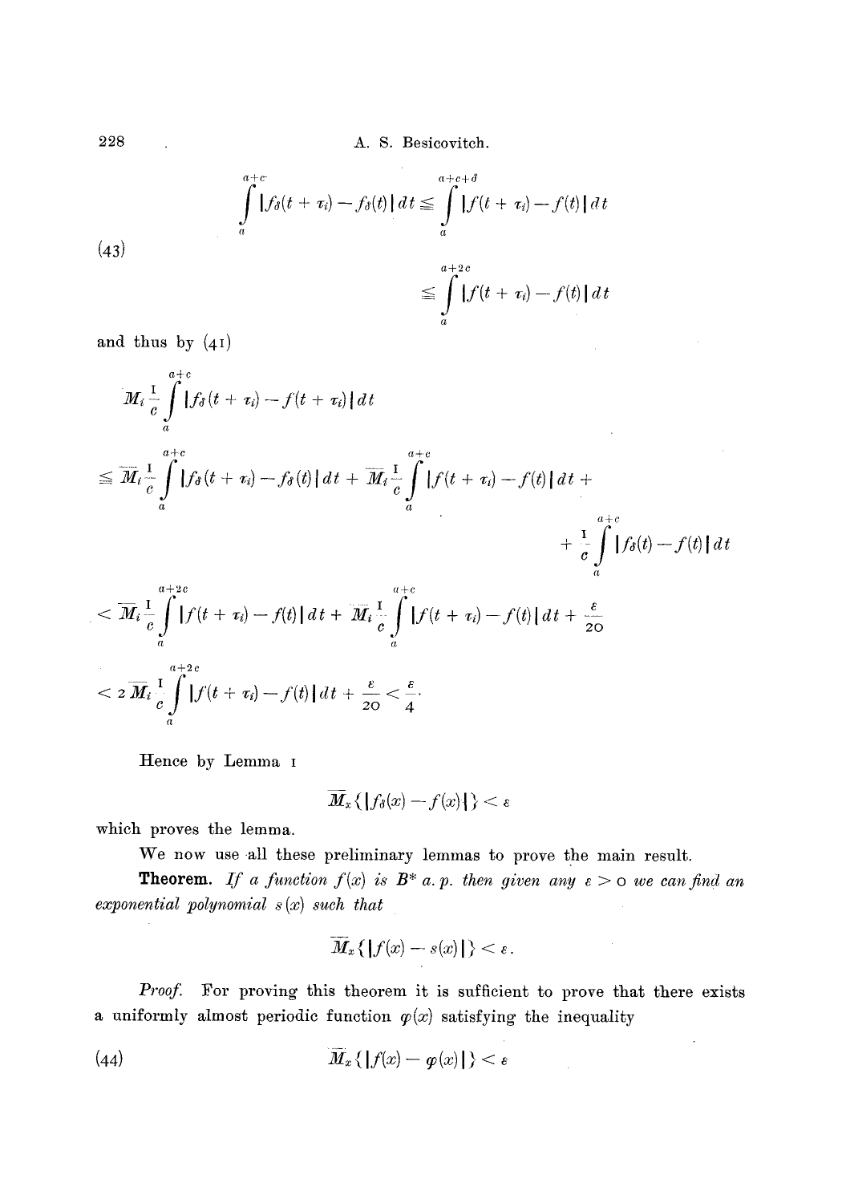$$
\begin{aligned}
\int_a^{a+c} |f_\delta(t+\tau_i) - f_\delta(t)|\,dt &\leqq \int_a^{a+c+\delta} |f(t+\tau_i) - f(t)|\,dt \\
&\leqq \int_a^{a+2c} |f(t+\tau_i) - f(t)|\,dt
\end{aligned}
\tag{43}
$$

and thus by (41)

$$
\overline{M}_i \frac{1}{c} \int_a^{a+c} |f_\delta(t+\tau_i) - f(t+\tau_i)|\,dt
$$

$$
\leqq \overline{M}_i \frac{1}{c} \int_a^{a+c} |f_\delta(t+\tau_i) - f_\delta(t)|\,dt + \overline{M}_i \frac{1}{c} \int_a^{a+c} |f(t+\tau_i) - f(t)|\,dt + \frac{1}{c} \int_a^{a+c} |f_\delta(t) - f(t)|\,dt
$$

$$
< \overline{M}_i \frac{1}{c} \int_a^{a+2c} |f(t+\tau_i) - f(t)|\,dt + \overline{M}_i \frac{1}{c} \int_a^{a+c} |f(t+\tau_i) - f(t)|\,dt + \frac{\varepsilon}{20}
$$

$$
< 2\,\overline{M}_i \frac{1}{c} \int_a^{a+2c} |f(t+\tau_i) - f(t)|\,dt + \frac{\varepsilon}{20} < \frac{\varepsilon}{4}.
$$

Hence by Lemma 1

$$
\overline{M}_x \{ |f_\delta(x) - f(x)| \} < \varepsilon
$$

which proves the lemma.

We now use all these preliminary lemmas to prove the main result.

**Theorem.** *If a function $f(x)$ is $B^*$ a. p. then given any $\varepsilon > 0$ we can find an exponential polynomial $s(x)$ such that*

$$
\overline{M}_x \{ |f(x) - s(x)| \} < \varepsilon .
$$

*Proof.* For proving this theorem it is sufficient to prove that there exists a uniformly almost periodic function $\varphi(x)$ satisfying the inequality

$$
\overline{M}_x \{ |f(x) - \varphi(x)| \} < \varepsilon \tag{44}
$$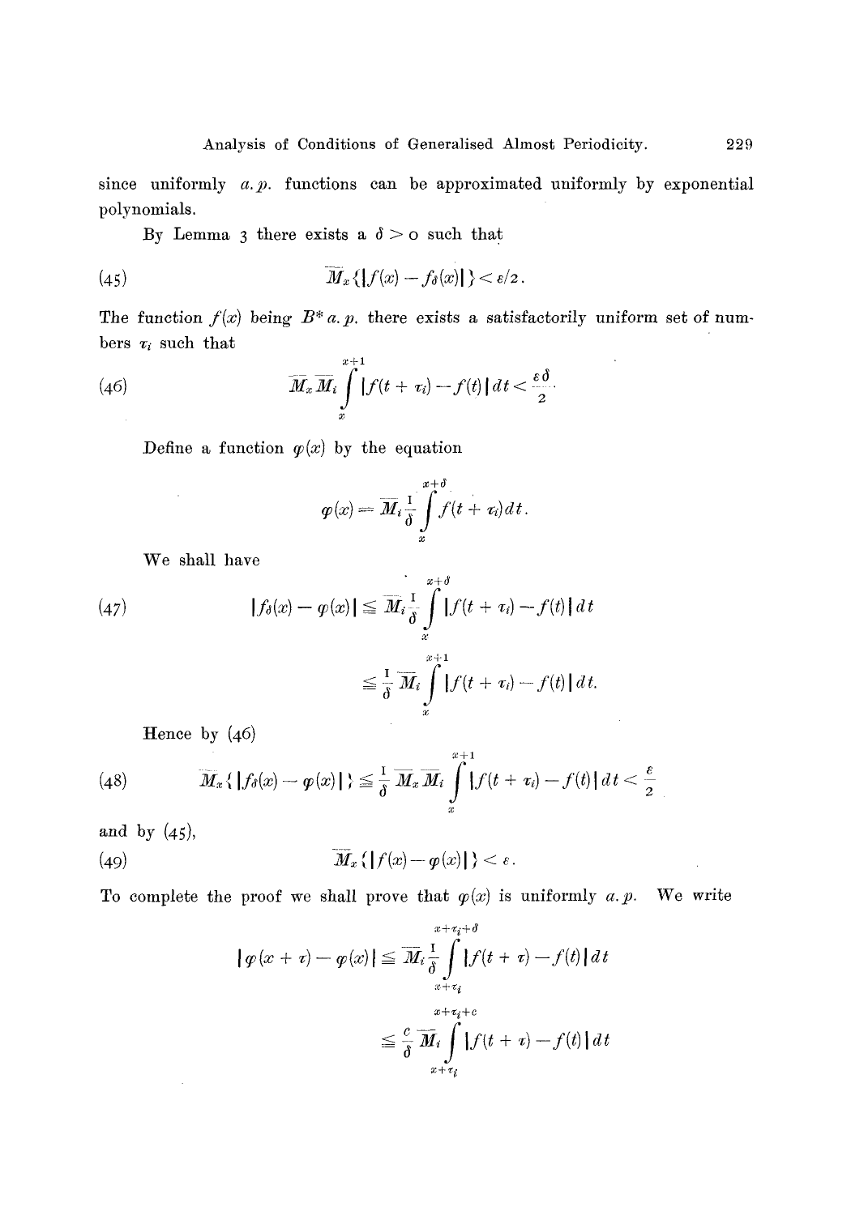since uniformly *a.p.* functions can be approximated uniformly by exponential polynomials.

By Lemma 3 there exists a $\delta > 0$ such that

$$\overline{M}_x\{|f(x) - f_\delta(x)|\} < \varepsilon/2. \tag{45}$$

The function $f(x)$ being $B^*$ *a.p.* there exists a satisfactorily uniform set of numbers $\tau_i$ such that

$$\overline{M}_x \overline{M}_i \int_x^{x+1} |f(t+\tau_i) - f(t)|\, dt < \frac{\varepsilon\delta}{2}. \tag{46}$$

Define a function $\varphi(x)$ by the equation

$$\varphi(x) = \overline{M}_i \frac{1}{\delta} \int_x^{x+\delta} f(t+\tau_i)\, dt.$$

We shall have

$$\begin{aligned} |f_\delta(x) - \varphi(x)| &\leqq \overline{M}_i \frac{1}{\delta} \int_x^{x+\delta} |f(t+\tau_i) - f(t)|\, dt \\ &\leqq \frac{1}{\delta} \overline{M}_i \int_x^{x+1} |f(t+\tau_i) - f(t)|\, dt. \end{aligned} \tag{47}$$

Hence by (46)

$$\overline{M}_x\{|f_\delta(x) - \varphi(x)|\} \leqq \frac{1}{\delta} \overline{M}_x \overline{M}_i \int_x^{x+1} |f(t+\tau_i) - f(t)|\, dt < \frac{\varepsilon}{2} \tag{48}$$

and by (45),

$$\overline{M}_x\{|f(x) - \varphi(x)|\} < \varepsilon. \tag{49}$$

To complete the proof we shall prove that $\varphi(x)$ is uniformly *a.p.* We write

$$\begin{aligned} |\varphi(x+\tau) - \varphi(x)| &\leqq \overline{M}_i \frac{1}{\delta} \int_{x+\tau_i}^{x+\tau_i+\delta} |f(t+\tau) - f(t)|\, dt \\ &\leqq \frac{c}{\delta} \overline{M}_i \int_{x+\tau_i}^{x+\tau_i+c} |f(t+\tau) - f(t)|\, dt \end{aligned}$$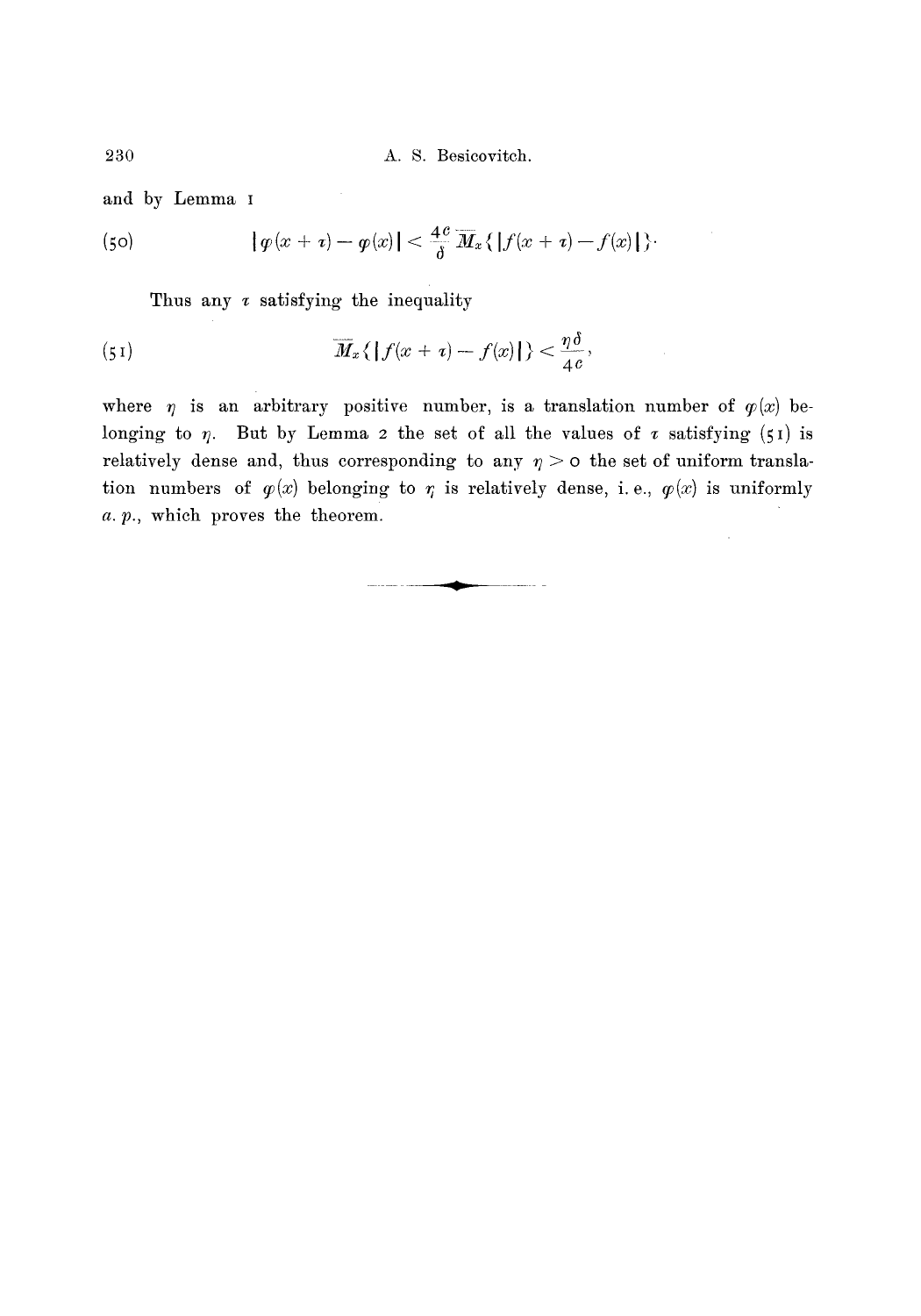and by Lemma 1

$$|\varphi(x+\tau)-\varphi(x)| < \frac{4c}{\delta}\overline{M}_x\{|f(x+\tau)-f(x)|\}. \tag{50}$$

Thus any $\tau$ satisfying the inequality

$$\overline{M}_x\{|f(x+\tau)-f(x)|\} < \frac{\eta\delta}{4c}, \tag{51}$$

where $\eta$ is an arbitrary positive number, is a translation number of $\varphi(x)$ belonging to $\eta$. But by Lemma 2 the set of all the values of $\tau$ satisfying (51) is relatively dense and, thus corresponding to any $\eta > 0$ the set of uniform translation numbers of $\varphi(x)$ belonging to $\eta$ is relatively dense, i. e., $\varphi(x)$ is uniformly *a. p.*, which proves the theorem.